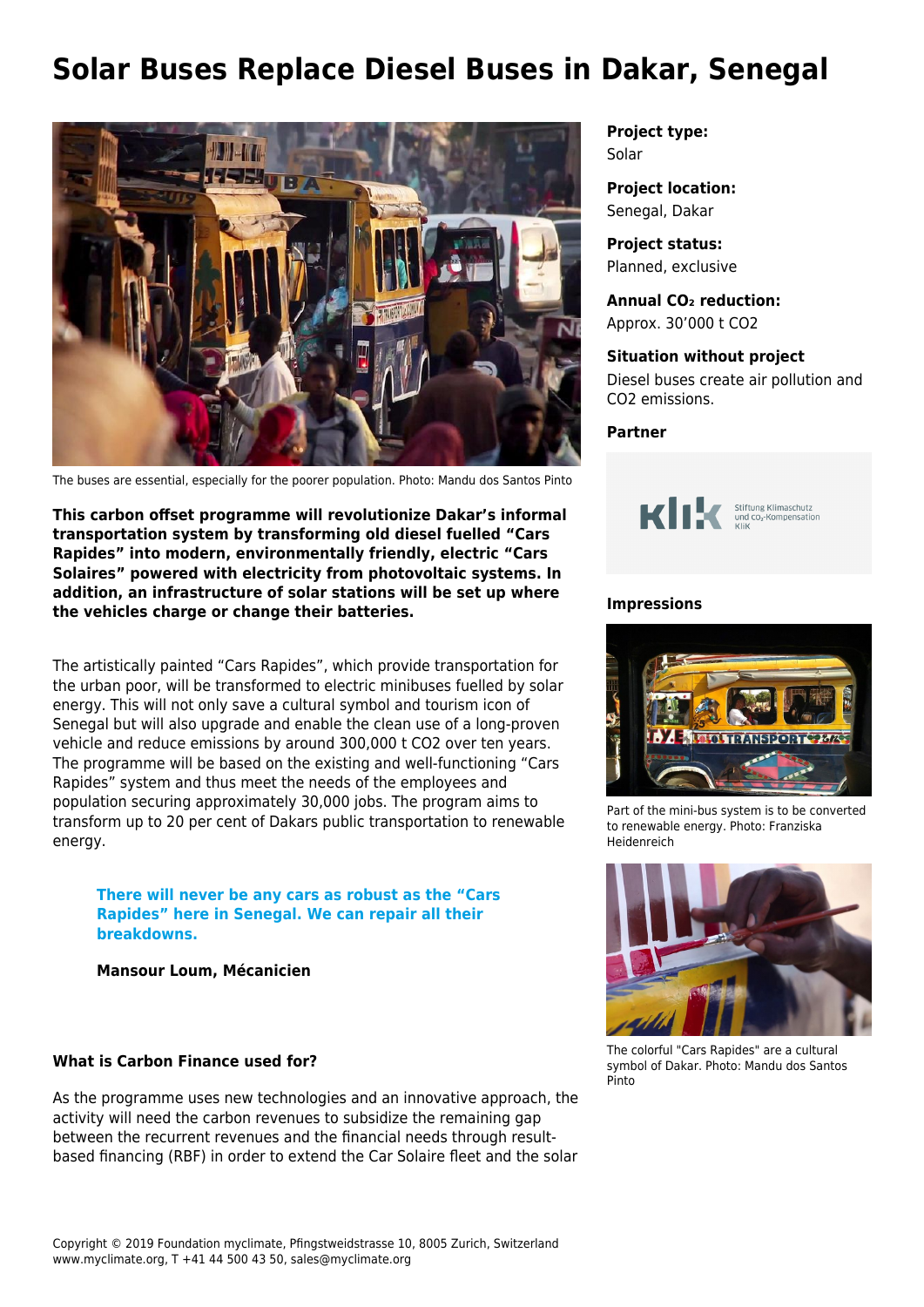# Solar Buses Replace Diesel Buses in Dakar, Senegal

The buses are essential, especially for the poorer population. Photo: Mandu dos Santos Pinto

**This carbon offset programme will revolutionize Dakar's informal transportation system by transforming old diesel fuelled "Cars Rapides" into modern, environmentally friendly, electric "Cars Solaires" powered with electricity from photovoltaic systems. In addition, an infrastructure of solar stations will be set up where the vehicles charge or change their batteries.**

The artistically painted "Cars Rapides", which provide transportation for the urban poor, will be transformed to electric minibuses fuelled by solar energy. This will not only save a cultural symbol and tourism icon of Senegal but will also upgrade and enable the clean use of a long-proven vehicle and reduce emissions by around 300,000 t CO2 over ten years. The programme will be based on the existing and well-functioning "Cars Rapides" system and thus meet the needs of the employees and population securing approximately 30,000 jobs. The program aims to transform up to 20 per cent of Dakars public transportation to renewable energy.

> **There will never be any cars as robust as the "Cars Rapides" here in Senegal. We can repair all their breakdowns.**
>
> **Mansour Loum, Mécanicien**

**What is Carbon Finance used for?**

As the programme uses new technologies and an innovative approach, the activity will need the carbon revenues to subsidize the remaining gap between the recurrent revenues and the financial needs through result-based financing (RBF) in order to extend the Car Solaire fleet and the solar

**Project type:**
Solar

**Project location:**
Senegal, Dakar

**Project status:**
Planned, exclusive

**Annual $CO_2$ reduction:**
Approx. 30'000 t CO2

**Situation without project**
Diesel buses create air pollution and CO2 emissions.

**Partner**

Klik — Stiftung Klimaschutz und $CO_2$-Kompensation KliK

**Impressions**

Part of the mini-bus system is to be converted to renewable energy. Photo: Franziska Heidenreich

The colorful "Cars Rapides" are a cultural symbol of Dakar. Photo: Mandu dos Santos Pinto

Copyright © 2019 Foundation myclimate, Pfingstweidstrasse 10, 8005 Zurich, Switzerland
www.myclimate.org, T +41 44 500 43 50, sales@myclimate.org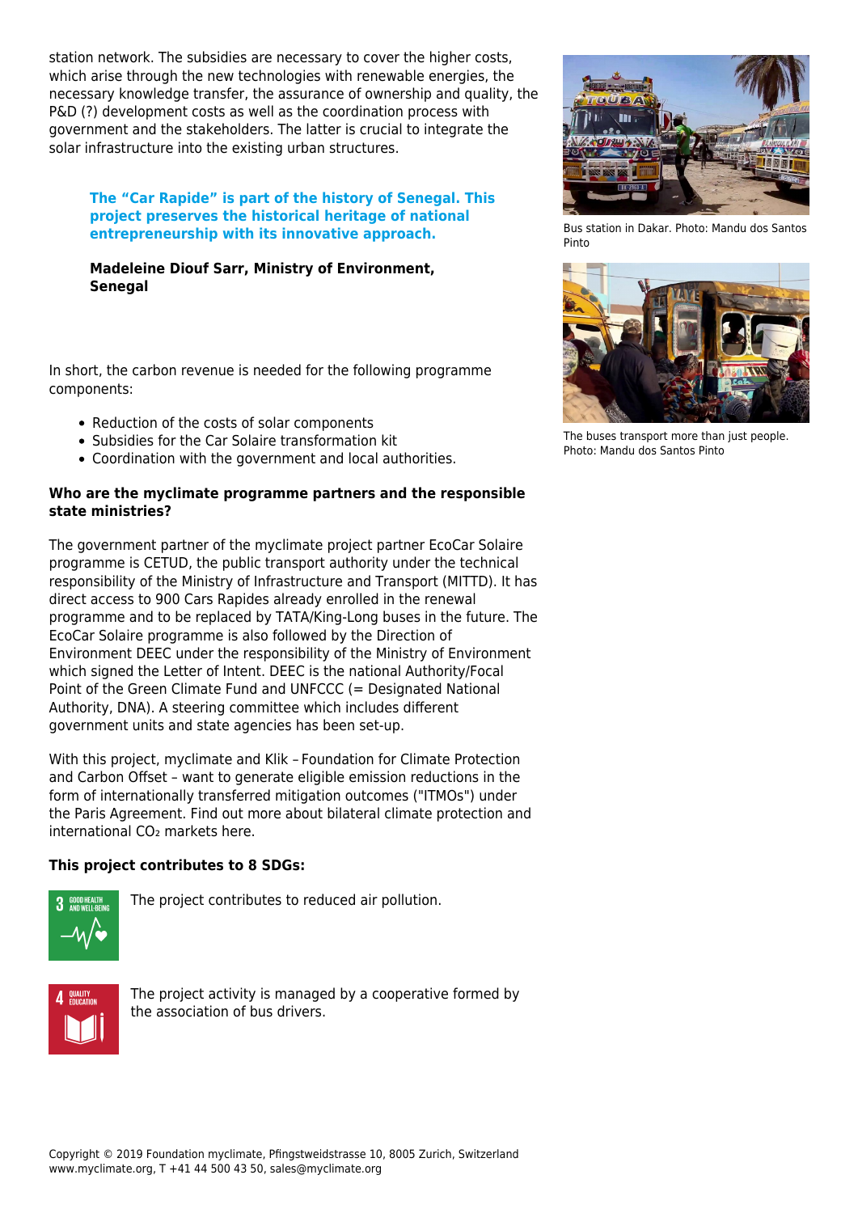station network. The subsidies are necessary to cover the higher costs, which arise through the new technologies with renewable energies, the necessary knowledge transfer, the assurance of ownership and quality, the P&D (?) development costs as well as the coordination process with government and the stakeholders. The latter is crucial to integrate the solar infrastructure into the existing urban structures.

> **The "Car Rapide" is part of the history of Senegal. This project preserves the historical heritage of national entrepreneurship with its innovative approach.**
>
> **Madeleine Diouf Sarr, Ministry of Environment, Senegal**

Bus station in Dakar. Photo: Mandu dos Santos Pinto

The buses transport more than just people. Photo: Mandu dos Santos Pinto

In short, the carbon revenue is needed for the following programme components:

- Reduction of the costs of solar components
- Subsidies for the Car Solaire transformation kit
- Coordination with the government and local authorities.

**Who are the myclimate programme partners and the responsible state ministries?**

The government partner of the myclimate project partner EcoCar Solaire programme is CETUD, the public transport authority under the technical responsibility of the Ministry of Infrastructure and Transport (MITTD). It has direct access to 900 Cars Rapides already enrolled in the renewal programme and to be replaced by TATA/King-Long buses in the future. The EcoCar Solaire programme is also followed by the Direction of Environment DEEC under the responsibility of the Ministry of Environment which signed the Letter of Intent. DEEC is the national Authority/Focal Point of the Green Climate Fund and UNFCCC (= Designated National Authority, DNA). A steering committee which includes different government units and state agencies has been set-up.

With this project, myclimate and Klik – Foundation for Climate Protection and Carbon Offset – want to generate eligible emission reductions in the form of internationally transferred mitigation outcomes ("ITMOs") under the Paris Agreement. Find out more about bilateral climate protection and international $CO_2$ markets here.

**This project contributes to 8 SDGs:**

3 GOOD HEALTH AND WELL-BEING — The project contributes to reduced air pollution.

4 QUALITY EDUCATION — The project activity is managed by a cooperative formed by the association of bus drivers.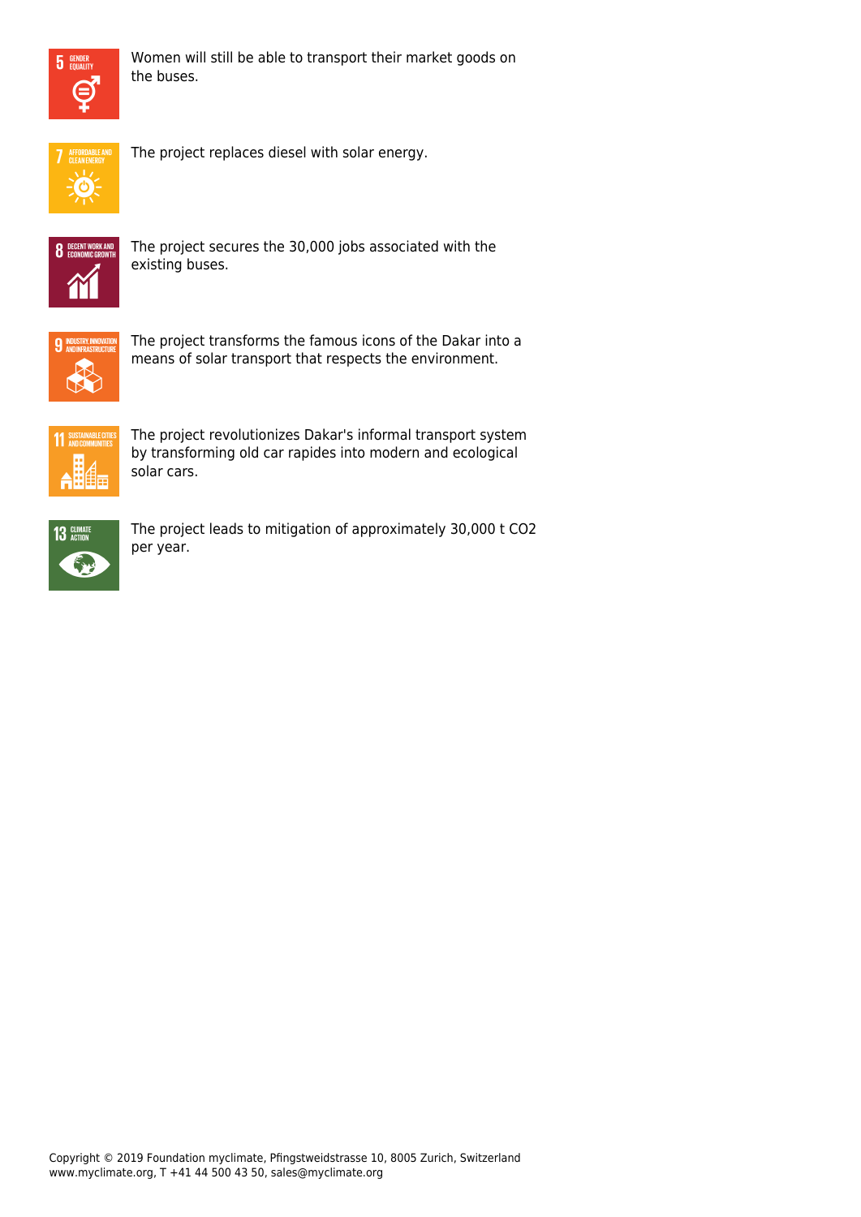5 GENDER EQUALITY

Women will still be able to transport their market goods on the buses.

7 AFFORDABLE AND CLEAN ENERGY

The project replaces diesel with solar energy.

8 DECENT WORK AND ECONOMIC GROWTH

The project secures the 30,000 jobs associated with the existing buses.

9 INDUSTRY, INNOVATION AND INFRASTRUCTURE

The project transforms the famous icons of the Dakar into a means of solar transport that respects the environment.

11 SUSTAINABLE CITIES AND COMMUNITIES

The project revolutionizes Dakar's informal transport system by transforming old car rapides into modern and ecological solar cars.

13 CLIMATE ACTION

The project leads to mitigation of approximately 30,000 t $CO_2$ per year.

Copyright © 2019 Foundation myclimate, Pfingstweidstrasse 10, 8005 Zurich, Switzerland
www.myclimate.org, T +41 44 500 43 50, sales@myclimate.org